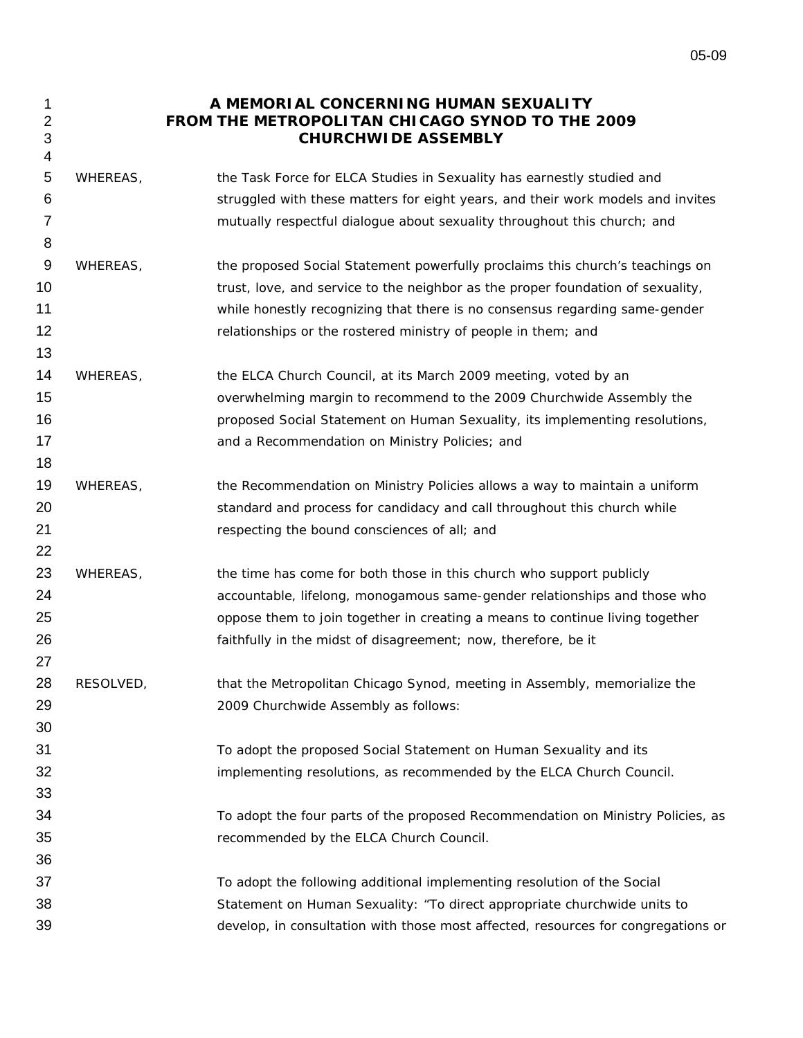# A MEMORIAL CONCERNING HUMAN SEXUALITY FROM THE METROPOLITAN CHICAGO SYNOD TO THE 2009 CHURCHWIDE ASSEMBLY

WHEREAS, the Task Force for ELCA Studies in Sexuality has earnestly studied and struggled with these matters for eight years, and their work models and invites mutually respectful dialogue about sexuality throughout this church; and

WHEREAS, the proposed Social Statement powerfully proclaims this church's teachings on trust, love, and service to the neighbor as the proper foundation of sexuality, while honestly recognizing that there is no consensus regarding same-gender relationships or the rostered ministry of people in them; and

WHEREAS, the ELCA Church Council, at its March 2009 meeting, voted by an overwhelming margin to recommend to the 2009 Churchwide Assembly the proposed Social Statement on Human Sexuality, its implementing resolutions, and a Recommendation on Ministry Policies; and

WHEREAS, the Recommendation on Ministry Policies allows a way to maintain a uniform standard and process for candidacy and call throughout this church while respecting the bound consciences of all; and

WHEREAS, the time has come for both those in this church who support publicly accountable, lifelong, monogamous same-gender relationships and those who oppose them to join together in creating a means to continue living together faithfully in the midst of disagreement; now, therefore, be it

RESOLVED, that the Metropolitan Chicago Synod, meeting in Assembly, memorialize the 2009 Churchwide Assembly as follows:

To adopt the proposed Social Statement on Human Sexuality and its implementing resolutions, as recommended by the ELCA Church Council.

To adopt the four parts of the proposed Recommendation on Ministry Policies, as recommended by the ELCA Church Council.

To adopt the following additional implementing resolution of the Social Statement on Human Sexuality: "To direct appropriate churchwide units to develop, in consultation with those most affected, resources for congregations or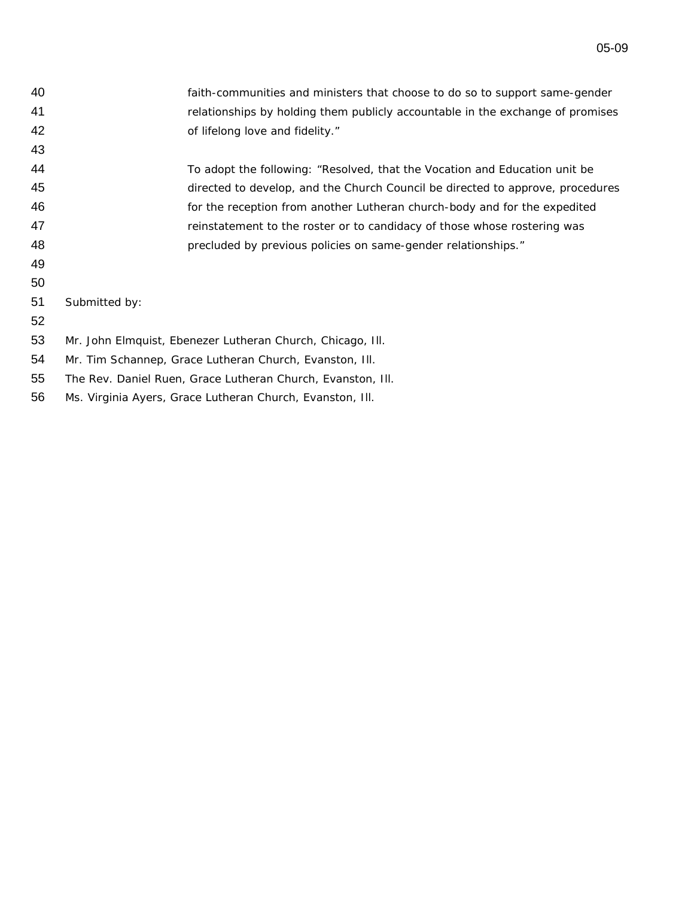faith-communities and ministers that choose to do so to support same-gender relationships by holding them publicly accountable in the exchange of promises of lifelong love and fidelity."

To adopt the following: "Resolved, that the Vocation and Education unit be directed to develop, and the Church Council be directed to approve, procedures for the reception from another Lutheran church-body and for the expedited reinstatement to the roster or to candidacy of those whose rostering was precluded by previous policies on same-gender relationships."

Submitted by:

Mr. John Elmquist, Ebenezer Lutheran Church, Chicago, Ill.
Mr. Tim Schannep, Grace Lutheran Church, Evanston, Ill.
The Rev. Daniel Ruen, Grace Lutheran Church, Evanston, Ill.
Ms. Virginia Ayers, Grace Lutheran Church, Evanston, Ill.